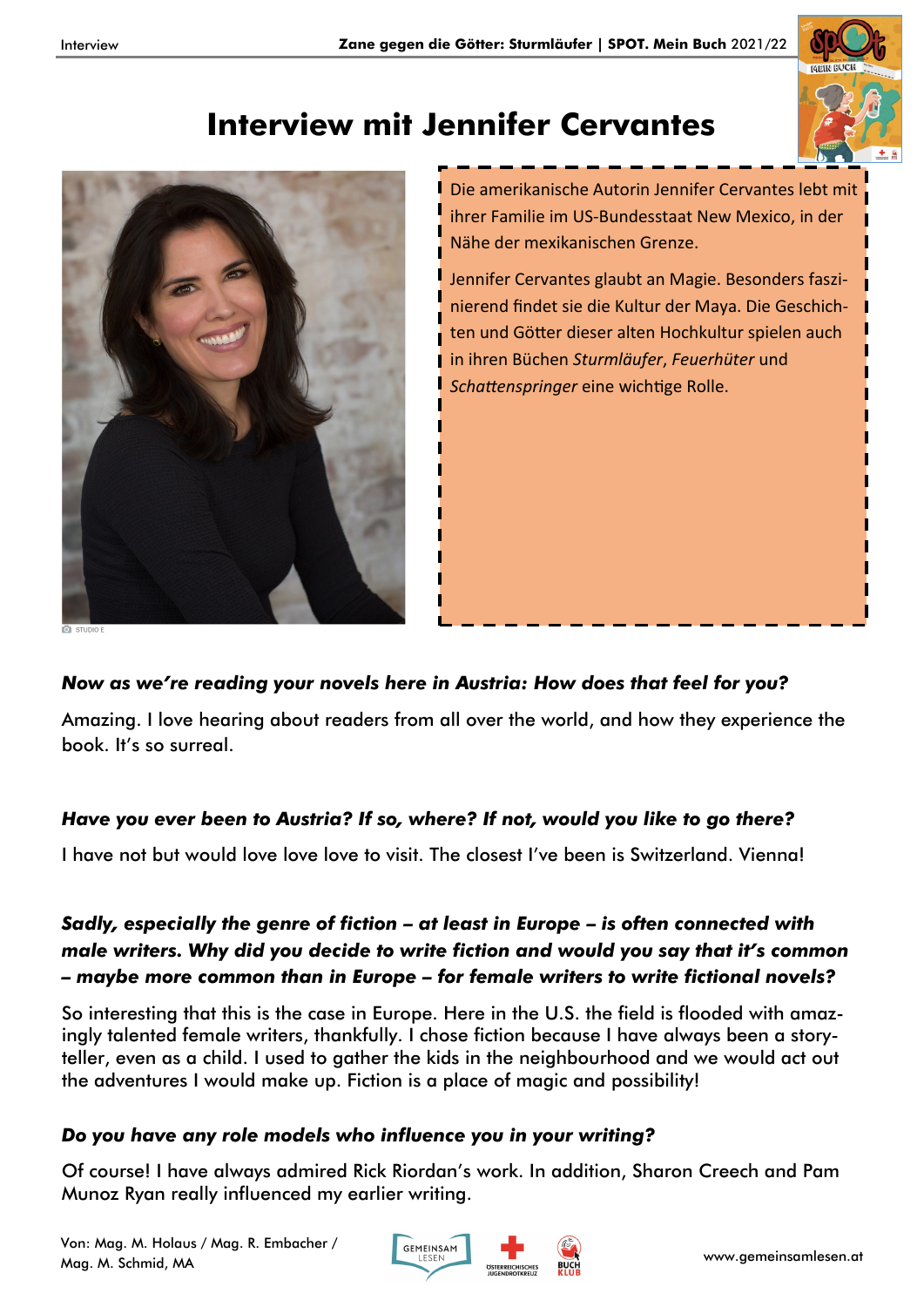# Interview mit Jennifer Cervantes

STUDIO E

Die amerikanische Autorin Jennifer Cervantes lebt mit ihrer Familie im US-Bundesstaat New Mexico, in der Nähe der mexikanischen Grenze.

Jennifer Cervantes glaubt an Magie. Besonders faszinierend findet sie die Kultur der Maya. Die Geschichten und Götter dieser alten Hochkultur spielen auch in ihren Büchen *Sturmläufer*, *Feuerhüter* und *Schattenspringer* eine wichtige Rolle.

***Now as we're reading your novels here in Austria: How does that feel for you?***

Amazing. I love hearing about readers from all over the world, and how they experience the book. It's so surreal.

***Have you ever been to Austria? If so, where? If not, would you like to go there?***

I have not but would love love love to visit. The closest I've been is Switzerland. Vienna!

***Sadly, especially the genre of fiction – at least in Europe – is often connected with male writers. Why did you decide to write fiction and would you say that it's common – maybe more common than in Europe – for female writers to write fictional novels?***

So interesting that this is the case in Europe. Here in the U.S. the field is flooded with amazingly talented female writers, thankfully. I chose fiction because I have always been a storyteller, even as a child. I used to gather the kids in the neighbourhood and we would act out the adventures I would make up. Fiction is a place of magic and possibility!

***Do you have any role models who influence you in your writing?***

Of course! I have always admired Rick Riordan's work. In addition, Sharon Creech and Pam Munoz Ryan really influenced my earlier writing.

Von: Mag. M. Holaus / Mag. R. Embacher / Mag. M. Schmid, MA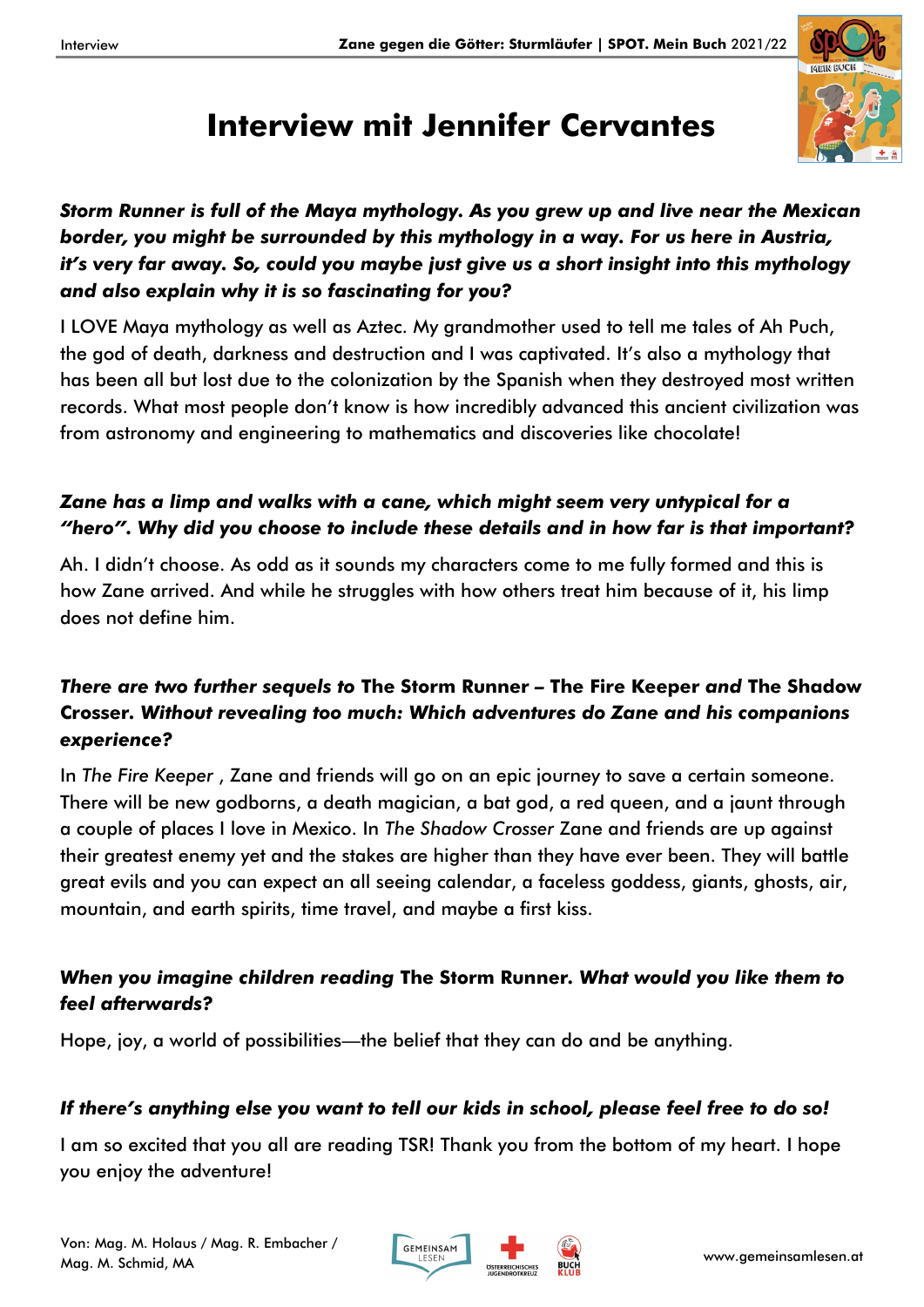# Interview mit Jennifer Cervantes

***Storm Runner is full of the Maya mythology. As you grew up and live near the Mexican border, you might be surrounded by this mythology in a way. For us here in Austria, it's very far away. So, could you maybe just give us a short insight into this mythology and also explain why it is so fascinating for you?***

I LOVE Maya mythology as well as Aztec. My grandmother used to tell me tales of Ah Puch, the god of death, darkness and destruction and I was captivated. It's also a mythology that has been all but lost due to the colonization by the Spanish when they destroyed most written records. What most people don't know is how incredibly advanced this ancient civilization was from astronomy and engineering to mathematics and discoveries like chocolate!

***Zane has a limp and walks with a cane, which might seem very untypical for a "hero". Why did you choose to include these details and in how far is that important?***

Ah. I didn't choose. As odd as it sounds my characters come to me fully formed and this is how Zane arrived. And while he struggles with how others treat him because of it, his limp does not define him.

***There are two further sequels to* The Storm Runner *– The Fire Keeper and* The Shadow Crosser. *Without revealing too much: Which adventures do Zane and his companions experience?***

In *The Fire Keeper* , Zane and friends will go on an epic journey to save a certain someone. There will be new godborns, a death magician, a bat god, a red queen, and a jaunt through a couple of places I love in Mexico. In *The Shadow Crosser* Zane and friends are up against their greatest enemy yet and the stakes are higher than they have ever been. They will battle great evils and you can expect an all seeing calendar, a faceless goddess, giants, ghosts, air, mountain, and earth spirits, time travel, and maybe a first kiss.

***When you imagine children reading* The Storm Runner. *What would you like them to feel afterwards?***

Hope, joy, a world of possibilities—the belief that they can do and be anything.

***If there's anything else you want to tell our kids in school, please feel free to do so!***

I am so excited that you all are reading TSR! Thank you from the bottom of my heart. I hope you enjoy the adventure!

Von: Mag. M. Holaus / Mag. R. Embacher / Mag. M. Schmid, MA